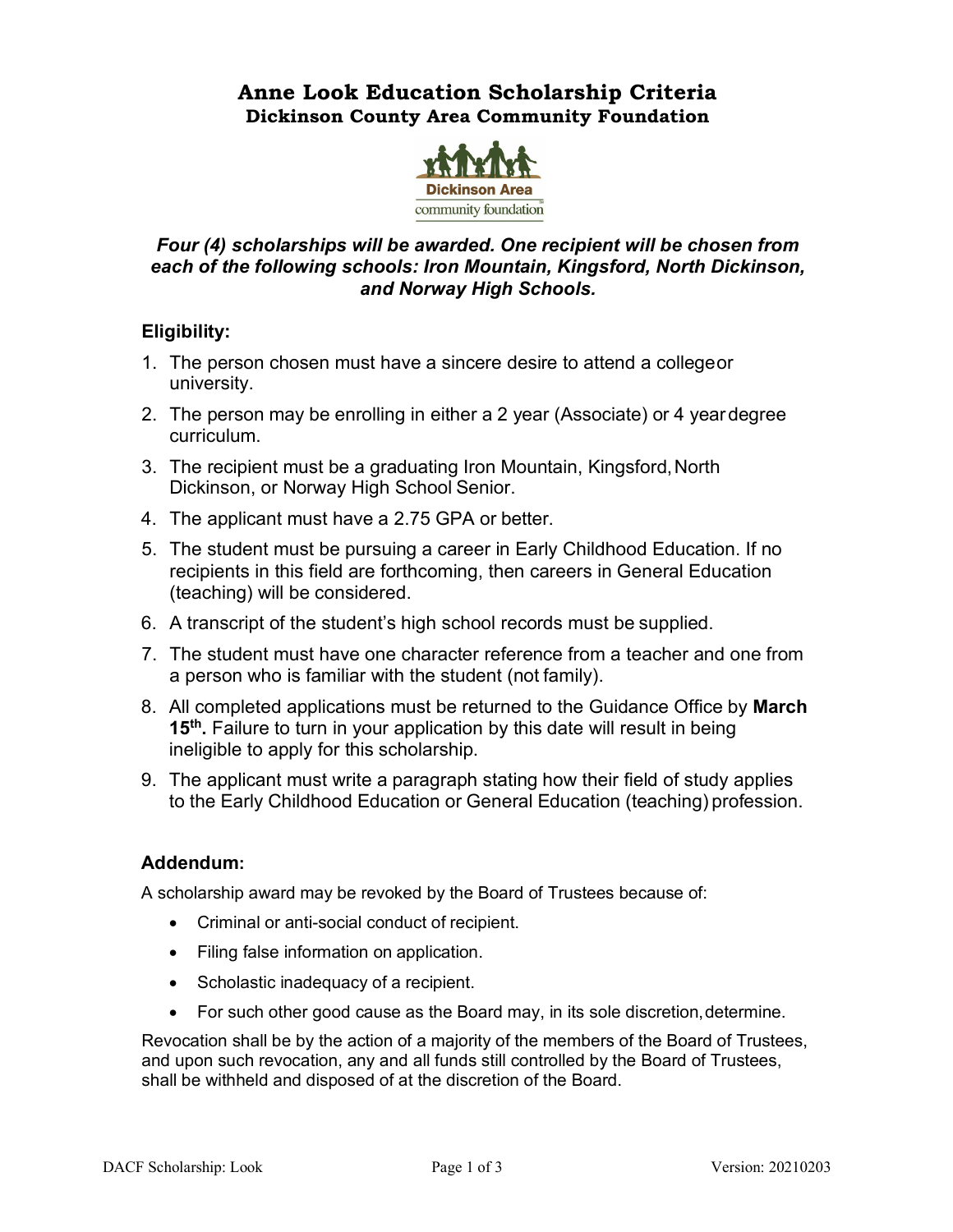# Anne Look Education Scholarship Criteria
## Dickinson County Area Community Foundation

***Four (4) scholarships will be awarded. One recipient will be chosen from each of the following schools: Iron Mountain, Kingsford, North Dickinson, and Norway High Schools.***

### Eligibility:

1. The person chosen must have a sincere desire to attend a college or university.
2. The person may be enrolling in either a 2 year (Associate) or 4 year degree curriculum.
3. The recipient must be a graduating Iron Mountain, Kingsford, North Dickinson, or Norway High School Senior.
4. The applicant must have a 2.75 GPA or better.
5. The student must be pursuing a career in Early Childhood Education. If no recipients in this field are forthcoming, then careers in General Education (teaching) will be considered.
6. A transcript of the student's high school records must be supplied.
7. The student must have one character reference from a teacher and one from a person who is familiar with the student (not family).
8. All completed applications must be returned to the Guidance Office by **March 15th.** Failure to turn in your application by this date will result in being ineligible to apply for this scholarship.
9. The applicant must write a paragraph stating how their field of study applies to the Early Childhood Education or General Education (teaching) profession.

### Addendum:

A scholarship award may be revoked by the Board of Trustees because of:

- Criminal or anti-social conduct of recipient.
- Filing false information on application.
- Scholastic inadequacy of a recipient.
- For such other good cause as the Board may, in its sole discretion, determine.

Revocation shall be by the action of a majority of the members of the Board of Trustees, and upon such revocation, any and all funds still controlled by the Board of Trustees, shall be withheld and disposed of at the discretion of the Board.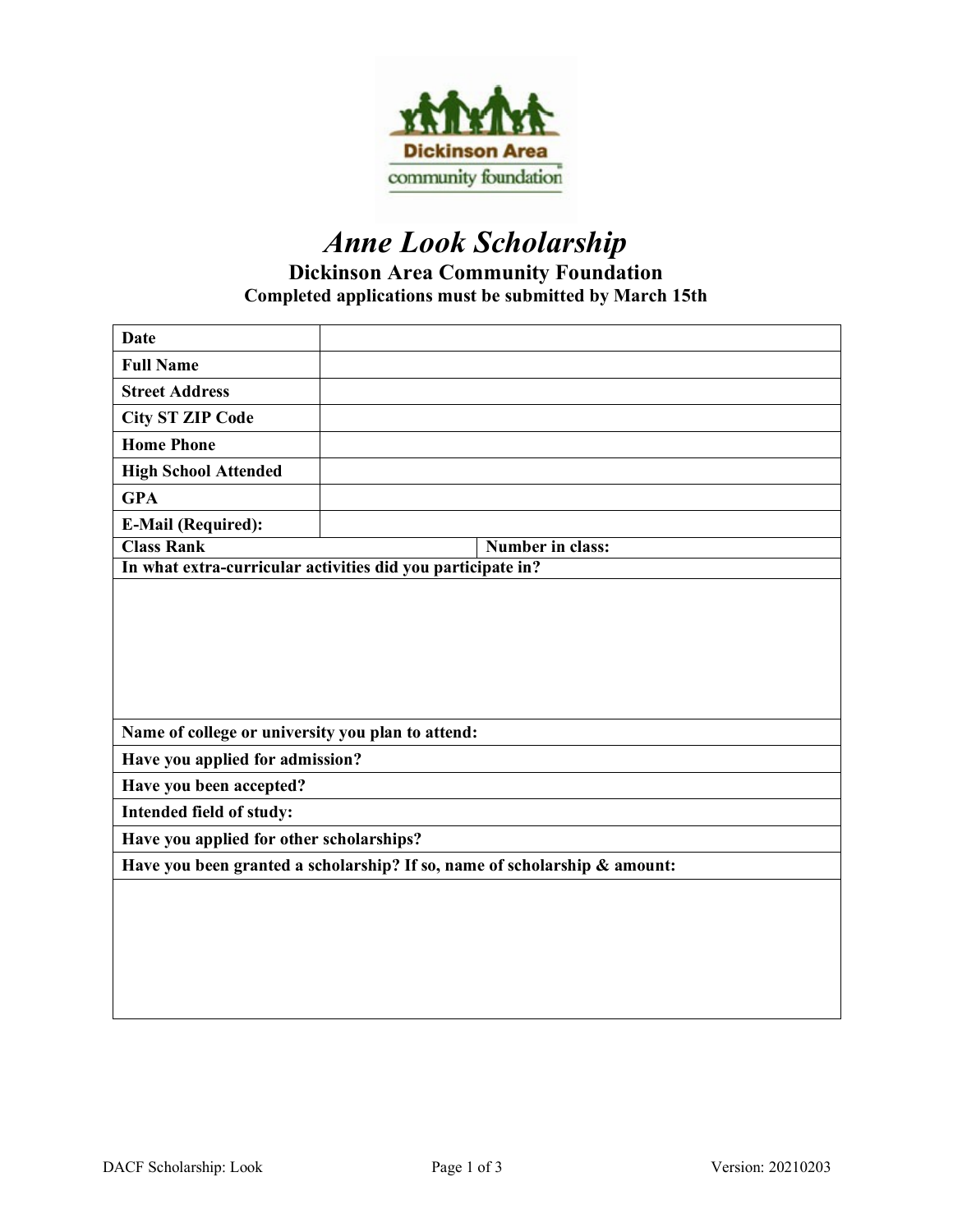Dickinson Area community foundation

# *Anne Look Scholarship*

**Dickinson Area Community Foundation**
**Completed applications must be submitted by March 15th**

| | | |
|---|---|---|
| **Date** | | |
| **Full Name** | | |
| **Street Address** | | |
| **City ST ZIP Code** | | |
| **Home Phone** | | |
| **High School Attended** | | |
| **GPA** | | |
| **E-Mail (Required):** | | |
| **Class Rank** | | **Number in class:** |
| **In what extra-curricular activities did you participate in?** | | |
| | | |
| **Name of college or university you plan to attend:** | | |
| **Have you applied for admission?** | | |
| **Have you been accepted?** | | |
| **Intended field of study:** | | |
| **Have you applied for other scholarships?** | | |
| **Have you been granted a scholarship? If so, name of scholarship & amount:** | | |
| | | |

DACF Scholarship: Look

Version: 20210203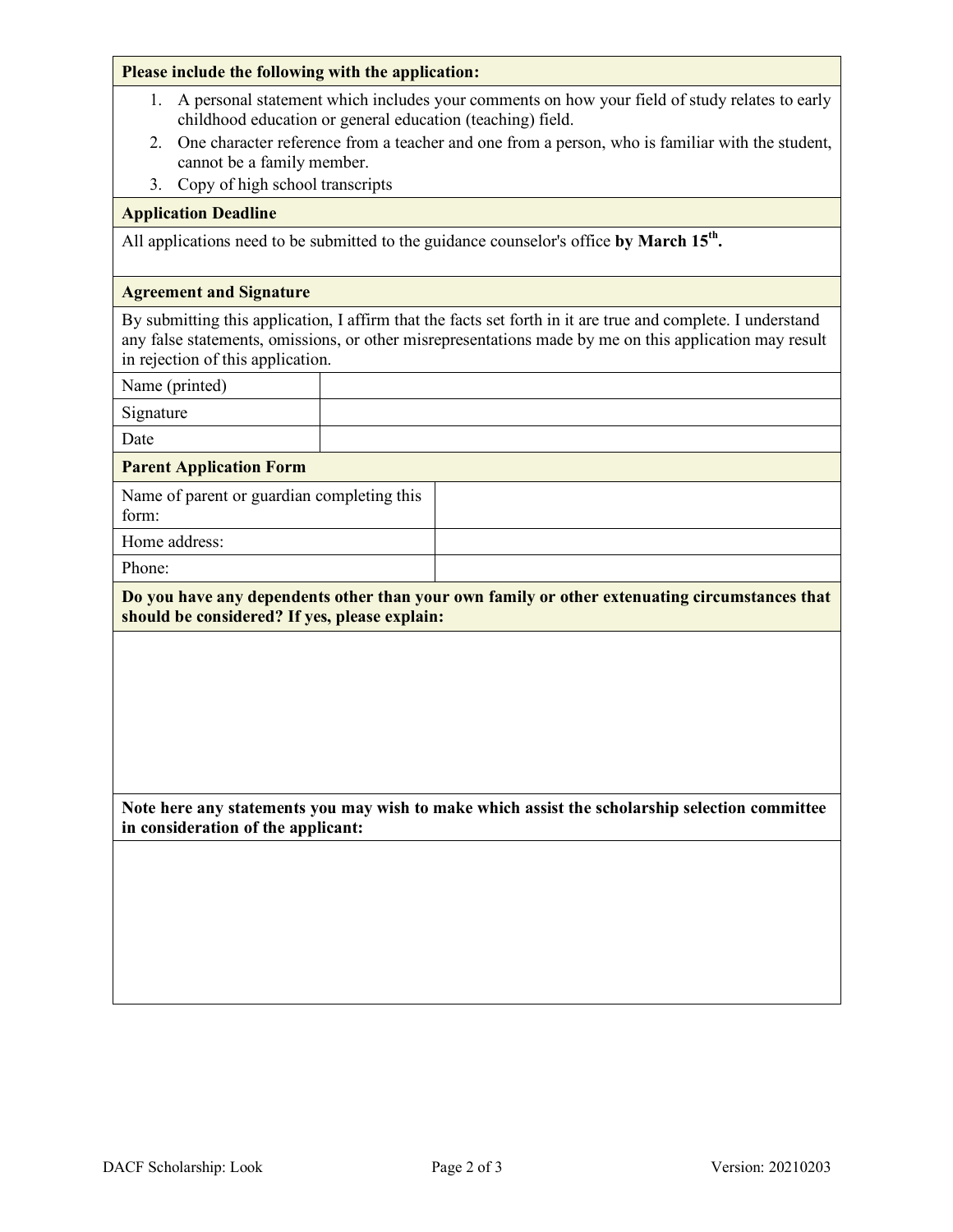**Please include the following with the application:**

1. A personal statement which includes your comments on how your field of study relates to early childhood education or general education (teaching) field.
2. One character reference from a teacher and one from a person, who is familiar with the student, cannot be a family member.
3. Copy of high school transcripts

**Application Deadline**

All applications need to be submitted to the guidance counselor's office **by March 15th.**

**Agreement and Signature**

By submitting this application, I affirm that the facts set forth in it are true and complete. I understand any false statements, omissions, or other misrepresentations made by me on this application may result in rejection of this application.

| | |
|---|---|
| Name (printed) | |
| Signature | |
| Date | |

**Parent Application Form**

| | |
|---|---|
| Name of parent or guardian completing this form: | |
| Home address: | |
| Phone: | |

**Do you have any dependents other than your own family or other extenuating circumstances that should be considered? If yes, please explain:**

**Note here any statements you may wish to make which assist the scholarship selection committee in consideration of the applicant:**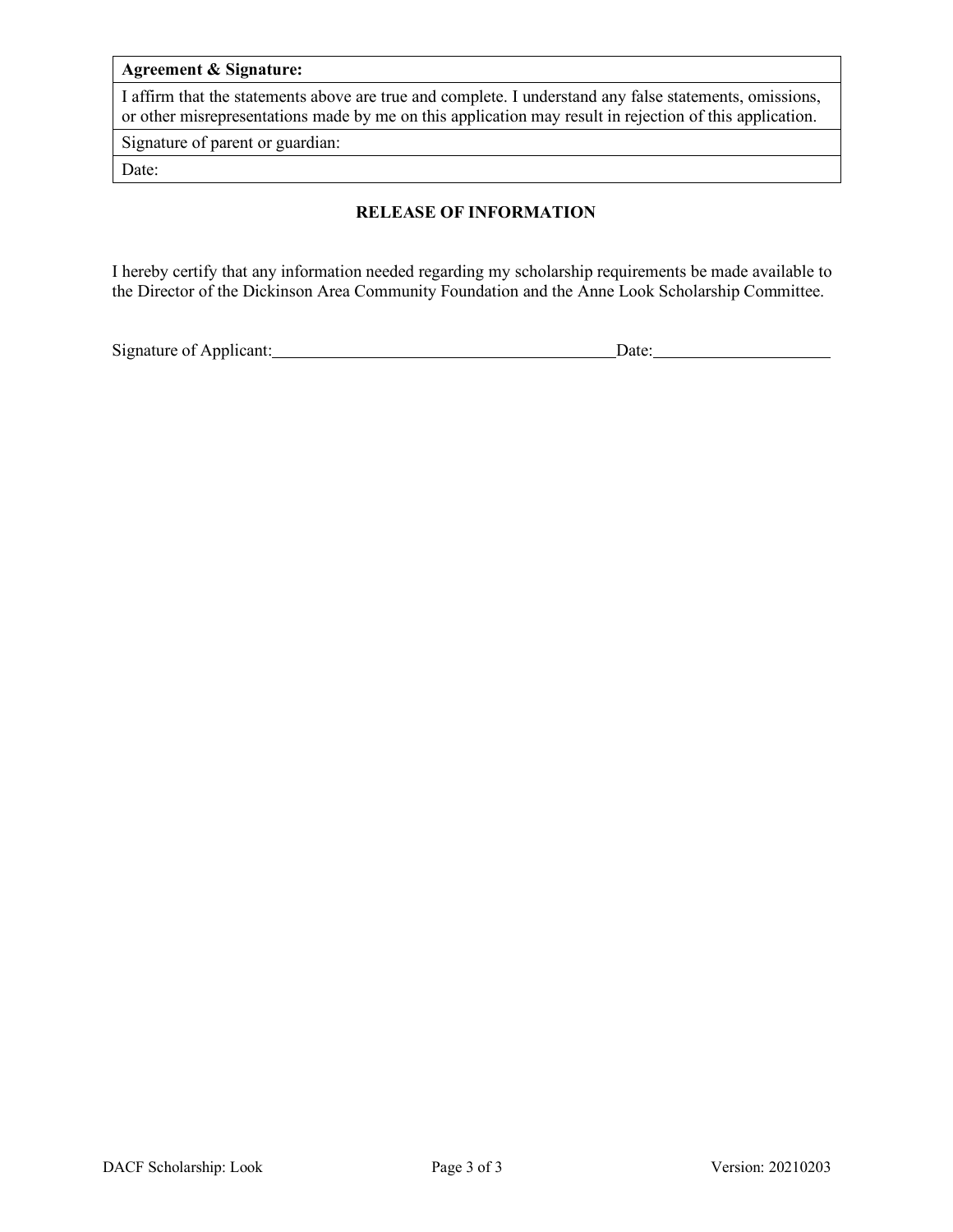| **Agreement & Signature:** |
| --- |
| I affirm that the statements above are true and complete. I understand any false statements, omissions, or other misrepresentations made by me on this application may result in rejection of this application. |
| Signature of parent or guardian: |
| Date: |

**RELEASE OF INFORMATION**

I hereby certify that any information needed regarding my scholarship requirements be made available to the Director of the Dickinson Area Community Foundation and the Anne Look Scholarship Committee.

Signature of Applicant:\_\_\_\_\_\_\_\_\_\_\_\_\_\_\_\_\_\_\_\_\_\_\_\_\_\_\_\_\_\_\_\_\_\_\_\_\_\_\_\_ Date:\_\_\_\_\_\_\_\_\_\_\_\_\_\_\_\_\_\_\_\_